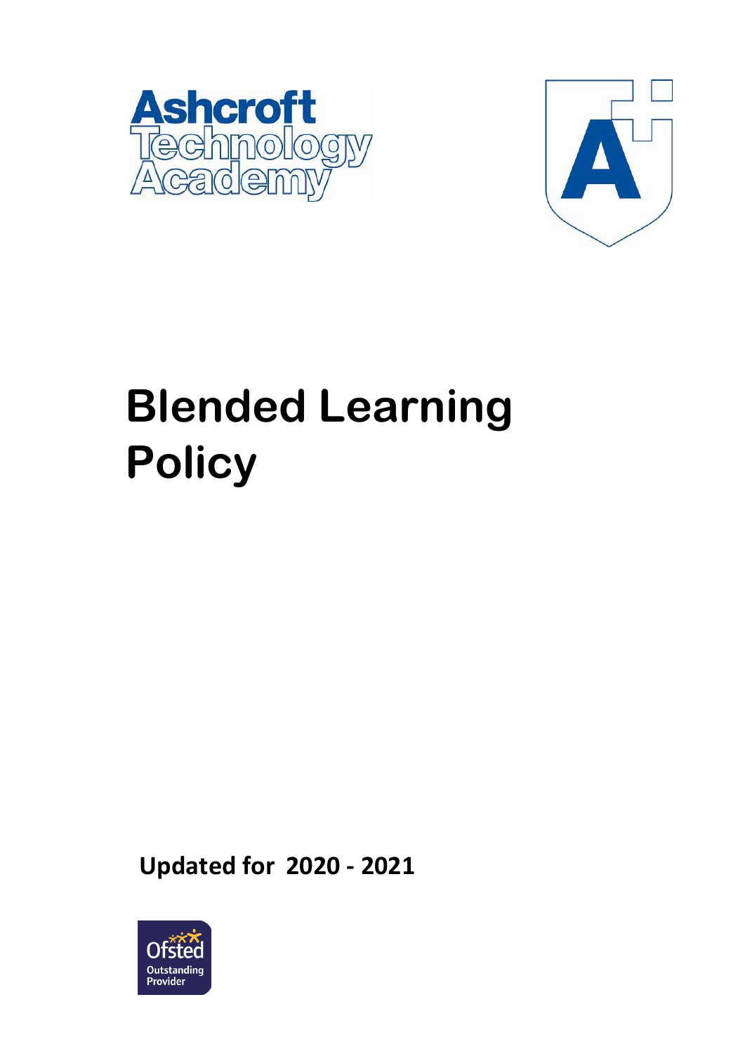Ashcroft Technology Academy

# Blended Learning Policy

**Updated for 2020 - 2021**

Ofsted Outstanding Provider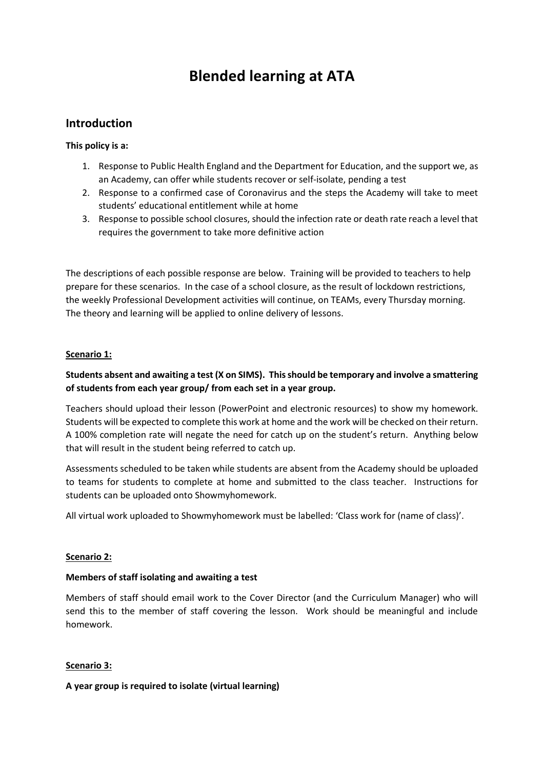# Blended learning at ATA

## Introduction

**This policy is a:**

1. Response to Public Health England and the Department for Education, and the support we, as an Academy, can offer while students recover or self-isolate, pending a test
2. Response to a confirmed case of Coronavirus and the steps the Academy will take to meet students' educational entitlement while at home
3. Response to possible school closures, should the infection rate or death rate reach a level that requires the government to take more definitive action

The descriptions of each possible response are below. Training will be provided to teachers to help prepare for these scenarios. In the case of a school closure, as the result of lockdown restrictions, the weekly Professional Development activities will continue, on TEAMs, every Thursday morning. The theory and learning will be applied to online delivery of lessons.

**Scenario 1:**

**Students absent and awaiting a test (X on SIMS). This should be temporary and involve a smattering of students from each year group/ from each set in a year group.**

Teachers should upload their lesson (PowerPoint and electronic resources) to show my homework. Students will be expected to complete this work at home and the work will be checked on their return. A 100% completion rate will negate the need for catch up on the student's return. Anything below that will result in the student being referred to catch up.

Assessments scheduled to be taken while students are absent from the Academy should be uploaded to teams for students to complete at home and submitted to the class teacher. Instructions for students can be uploaded onto Showmyhomework.

All virtual work uploaded to Showmyhomework must be labelled: 'Class work for (name of class)'.

**Scenario 2:**

**Members of staff isolating and awaiting a test**

Members of staff should email work to the Cover Director (and the Curriculum Manager) who will send this to the member of staff covering the lesson. Work should be meaningful and include homework.

**Scenario 3:**

**A year group is required to isolate (virtual learning)**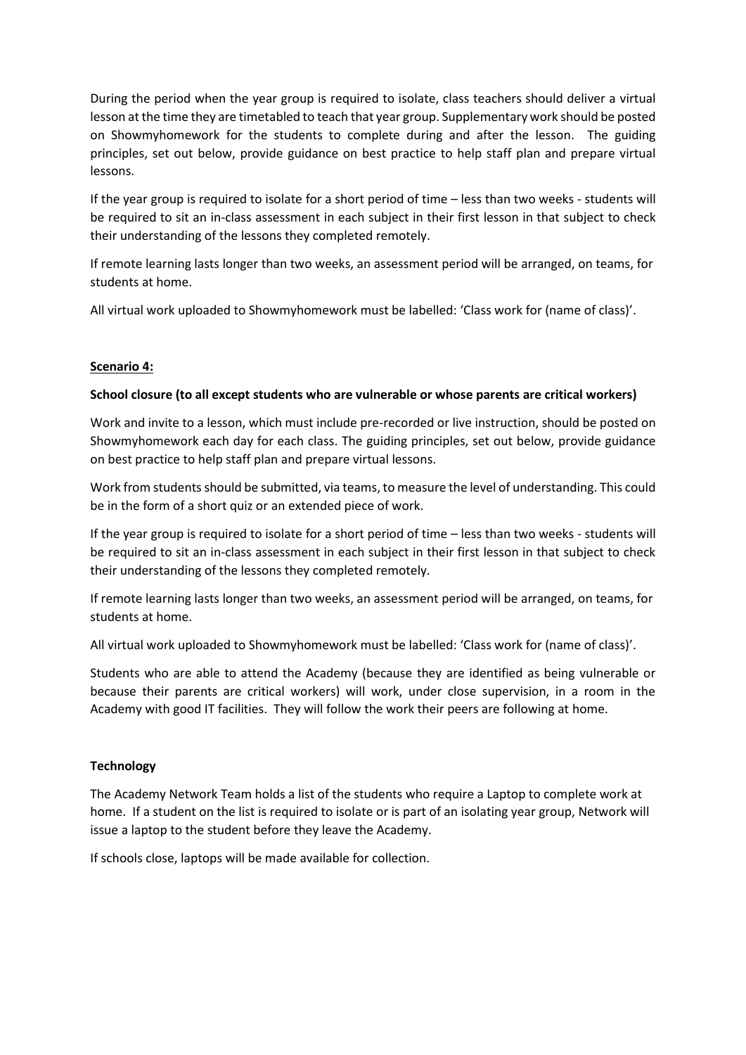During the period when the year group is required to isolate, class teachers should deliver a virtual lesson at the time they are timetabled to teach that year group. Supplementary work should be posted on Showmyhomework for the students to complete during and after the lesson. The guiding principles, set out below, provide guidance on best practice to help staff plan and prepare virtual lessons.

If the year group is required to isolate for a short period of time – less than two weeks - students will be required to sit an in-class assessment in each subject in their first lesson in that subject to check their understanding of the lessons they completed remotely.

If remote learning lasts longer than two weeks, an assessment period will be arranged, on teams, for students at home.

All virtual work uploaded to Showmyhomework must be labelled: 'Class work for (name of class)'.

**Scenario 4:**

**School closure (to all except students who are vulnerable or whose parents are critical workers)**

Work and invite to a lesson, which must include pre-recorded or live instruction, should be posted on Showmyhomework each day for each class. The guiding principles, set out below, provide guidance on best practice to help staff plan and prepare virtual lessons.

Work from students should be submitted, via teams, to measure the level of understanding. This could be in the form of a short quiz or an extended piece of work.

If the year group is required to isolate for a short period of time – less than two weeks - students will be required to sit an in-class assessment in each subject in their first lesson in that subject to check their understanding of the lessons they completed remotely.

If remote learning lasts longer than two weeks, an assessment period will be arranged, on teams, for students at home.

All virtual work uploaded to Showmyhomework must be labelled: 'Class work for (name of class)'.

Students who are able to attend the Academy (because they are identified as being vulnerable or because their parents are critical workers) will work, under close supervision, in a room in the Academy with good IT facilities. They will follow the work their peers are following at home.

**Technology**

The Academy Network Team holds a list of the students who require a Laptop to complete work at home. If a student on the list is required to isolate or is part of an isolating year group, Network will issue a laptop to the student before they leave the Academy.

If schools close, laptops will be made available for collection.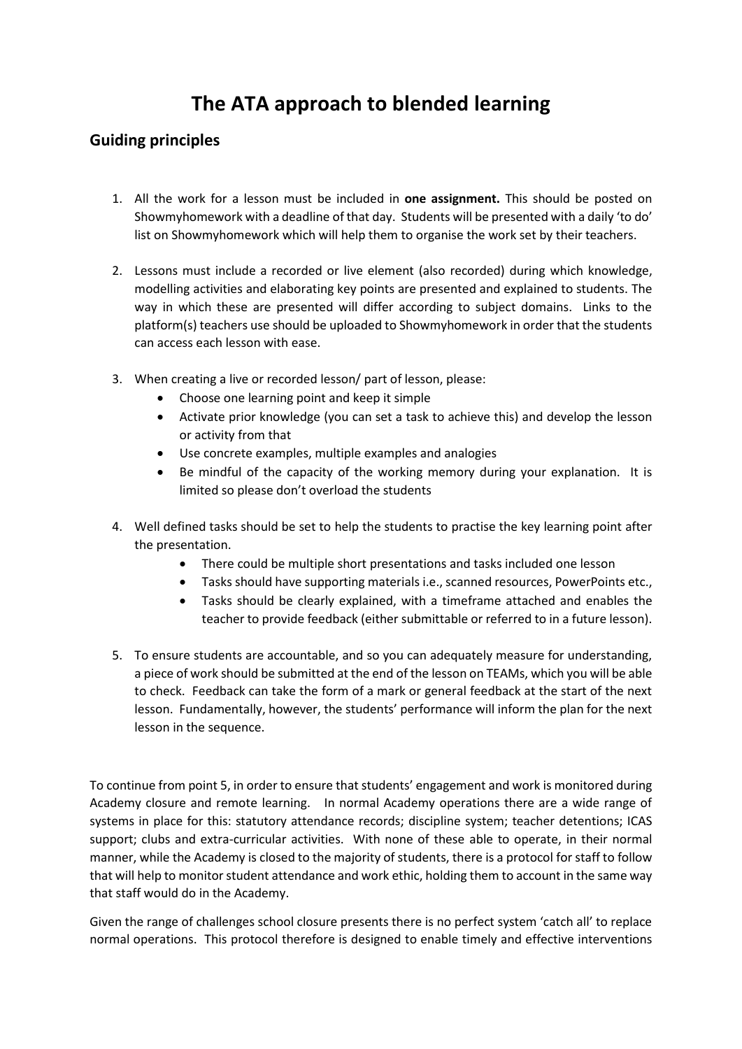# The ATA approach to blended learning

## Guiding principles

1. All the work for a lesson must be included in **one assignment.** This should be posted on Showmyhomework with a deadline of that day. Students will be presented with a daily 'to do' list on Showmyhomework which will help them to organise the work set by their teachers.

2. Lessons must include a recorded or live element (also recorded) during which knowledge, modelling activities and elaborating key points are presented and explained to students. The way in which these are presented will differ according to subject domains. Links to the platform(s) teachers use should be uploaded to Showmyhomework in order that the students can access each lesson with ease.

3. When creating a live or recorded lesson/ part of lesson, please:
   - Choose one learning point and keep it simple
   - Activate prior knowledge (you can set a task to achieve this) and develop the lesson or activity from that
   - Use concrete examples, multiple examples and analogies
   - Be mindful of the capacity of the working memory during your explanation. It is limited so please don't overload the students

4. Well defined tasks should be set to help the students to practise the key learning point after the presentation.
   - There could be multiple short presentations and tasks included one lesson
   - Tasks should have supporting materials i.e., scanned resources, PowerPoints etc.,
   - Tasks should be clearly explained, with a timeframe attached and enables the teacher to provide feedback (either submittable or referred to in a future lesson).

5. To ensure students are accountable, and so you can adequately measure for understanding, a piece of work should be submitted at the end of the lesson on TEAMs, which you will be able to check. Feedback can take the form of a mark or general feedback at the start of the next lesson. Fundamentally, however, the students' performance will inform the plan for the next lesson in the sequence.

To continue from point 5, in order to ensure that students' engagement and work is monitored during Academy closure and remote learning. In normal Academy operations there are a wide range of systems in place for this: statutory attendance records; discipline system; teacher detentions; ICAS support; clubs and extra-curricular activities. With none of these able to operate, in their normal manner, while the Academy is closed to the majority of students, there is a protocol for staff to follow that will help to monitor student attendance and work ethic, holding them to account in the same way that staff would do in the Academy.

Given the range of challenges school closure presents there is no perfect system 'catch all' to replace normal operations. This protocol therefore is designed to enable timely and effective interventions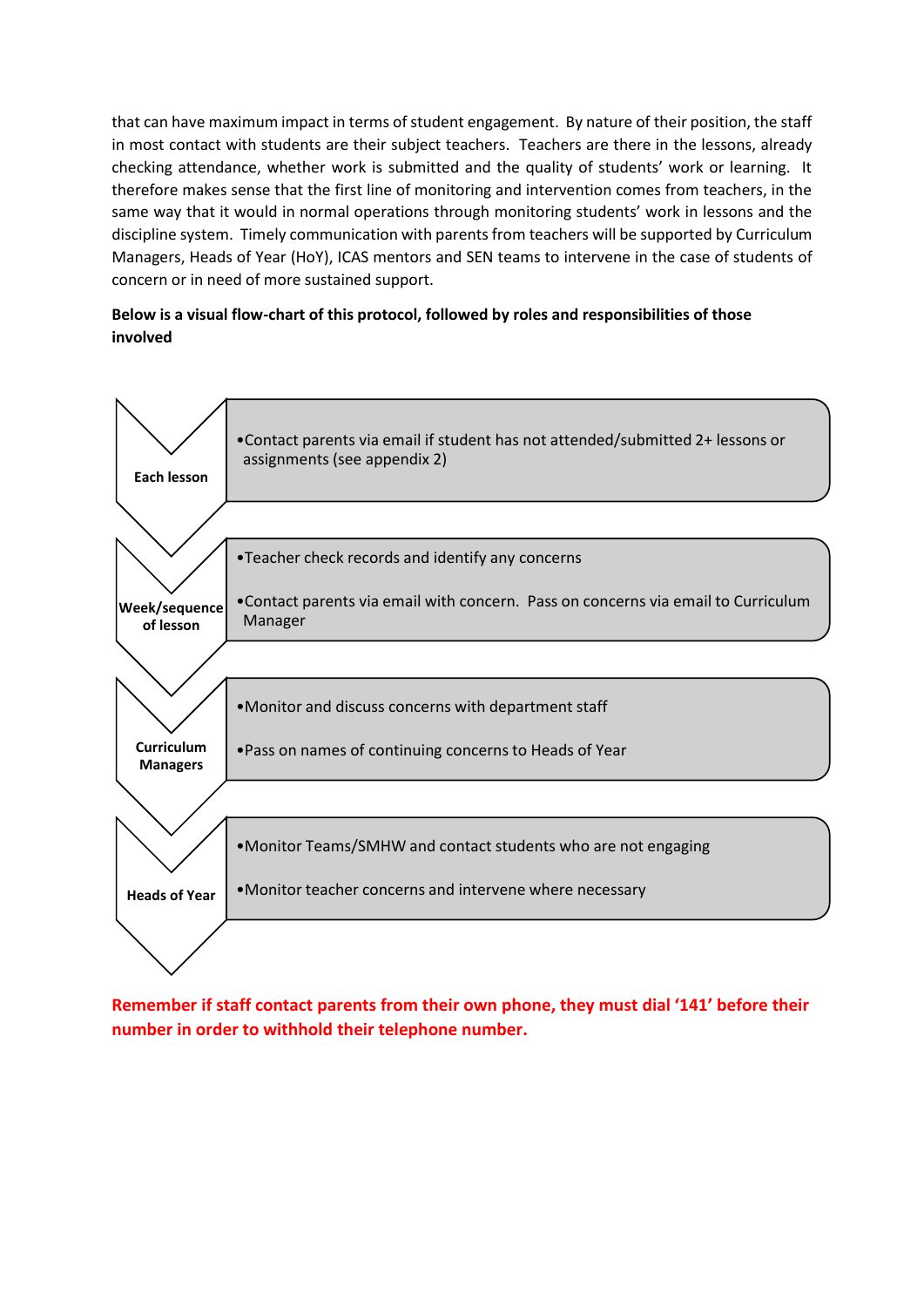that can have maximum impact in terms of student engagement. By nature of their position, the staff in most contact with students are their subject teachers. Teachers are there in the lessons, already checking attendance, whether work is submitted and the quality of students' work or learning. It therefore makes sense that the first line of monitoring and intervention comes from teachers, in the same way that it would in normal operations through monitoring students' work in lessons and the discipline system. Timely communication with parents from teachers will be supported by Curriculum Managers, Heads of Year (HoY), ICAS mentors and SEN teams to intervene in the case of students of concern or in need of more sustained support.

**Below is a visual flow-chart of this protocol, followed by roles and responsibilities of those involved**

**Each lesson**

- Contact parents via email if student has not attended/submitted 2+ lessons or assignments (see appendix 2)

**Week/sequence of lesson**

- Teacher check records and identify any concerns
- Contact parents via email with concern. Pass on concerns via email to Curriculum Manager

**Curriculum Managers**

- Monitor and discuss concerns with department staff
- Pass on names of continuing concerns to Heads of Year

**Heads of Year**

- Monitor Teams/SMHW and contact students who are not engaging
- Monitor teacher concerns and intervene where necessary

**Remember if staff contact parents from their own phone, they must dial '141' before their number in order to withhold their telephone number.**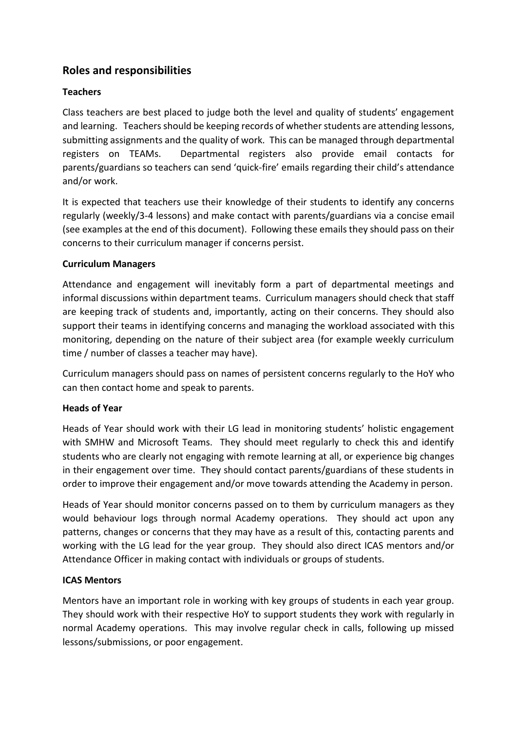## Roles and responsibilities

### Teachers

Class teachers are best placed to judge both the level and quality of students' engagement and learning. Teachers should be keeping records of whether students are attending lessons, submitting assignments and the quality of work. This can be managed through departmental registers on TEAMs. Departmental registers also provide email contacts for parents/guardians so teachers can send 'quick-fire' emails regarding their child's attendance and/or work.

It is expected that teachers use their knowledge of their students to identify any concerns regularly (weekly/3-4 lessons) and make contact with parents/guardians via a concise email (see examples at the end of this document). Following these emails they should pass on their concerns to their curriculum manager if concerns persist.

### Curriculum Managers

Attendance and engagement will inevitably form a part of departmental meetings and informal discussions within department teams. Curriculum managers should check that staff are keeping track of students and, importantly, acting on their concerns. They should also support their teams in identifying concerns and managing the workload associated with this monitoring, depending on the nature of their subject area (for example weekly curriculum time / number of classes a teacher may have).

Curriculum managers should pass on names of persistent concerns regularly to the HoY who can then contact home and speak to parents.

### Heads of Year

Heads of Year should work with their LG lead in monitoring students' holistic engagement with SMHW and Microsoft Teams. They should meet regularly to check this and identify students who are clearly not engaging with remote learning at all, or experience big changes in their engagement over time. They should contact parents/guardians of these students in order to improve their engagement and/or move towards attending the Academy in person.

Heads of Year should monitor concerns passed on to them by curriculum managers as they would behaviour logs through normal Academy operations. They should act upon any patterns, changes or concerns that they may have as a result of this, contacting parents and working with the LG lead for the year group. They should also direct ICAS mentors and/or Attendance Officer in making contact with individuals or groups of students.

### ICAS Mentors

Mentors have an important role in working with key groups of students in each year group. They should work with their respective HoY to support students they work with regularly in normal Academy operations. This may involve regular check in calls, following up missed lessons/submissions, or poor engagement.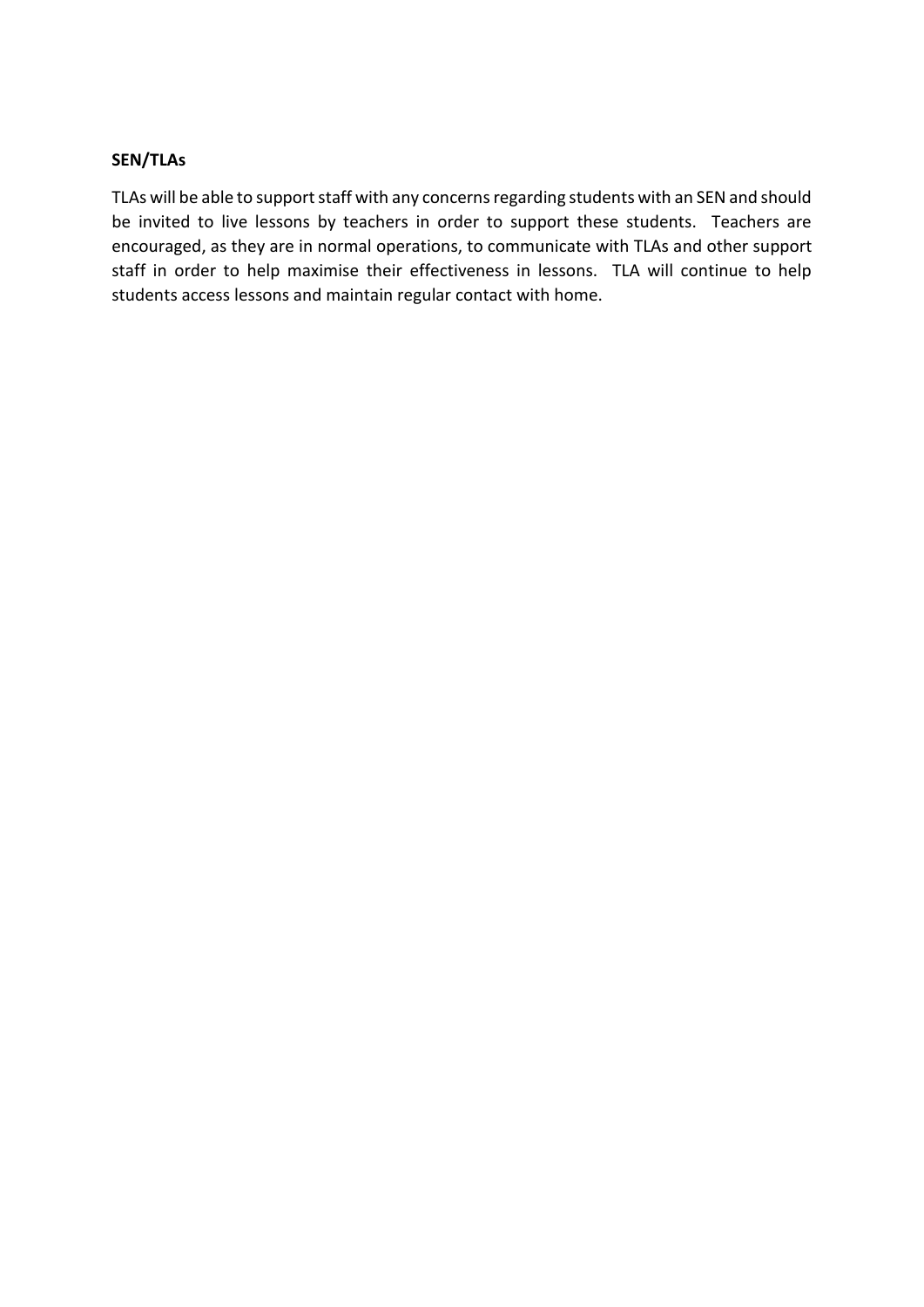**SEN/TLAs**

TLAs will be able to support staff with any concerns regarding students with an SEN and should be invited to live lessons by teachers in order to support these students. Teachers are encouraged, as they are in normal operations, to communicate with TLAs and other support staff in order to help maximise their effectiveness in lessons. TLA will continue to help students access lessons and maintain regular contact with home.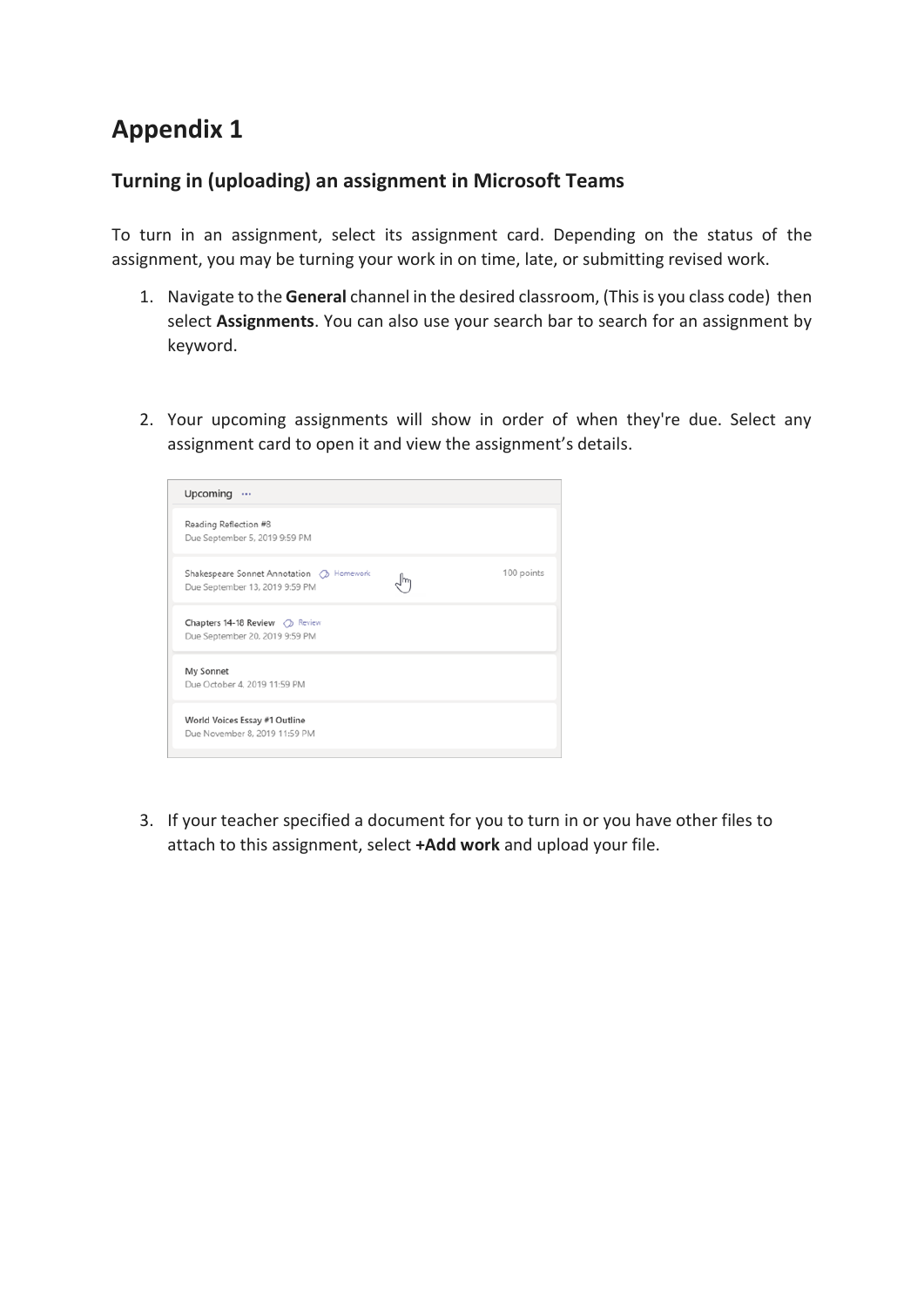# Appendix 1

## Turning in (uploading) an assignment in Microsoft Teams

To turn in an assignment, select its assignment card. Depending on the status of the assignment, you may be turning your work in on time, late, or submitting revised work.

1. Navigate to the **General** channel in the desired classroom, (This is you class code) then select **Assignments**. You can also use your search bar to search for an assignment by keyword.

2. Your upcoming assignments will show in order of when they're due. Select any assignment card to open it and view the assignment's details.

3. If your teacher specified a document for you to turn in or you have other files to attach to this assignment, select **+Add work** and upload your file.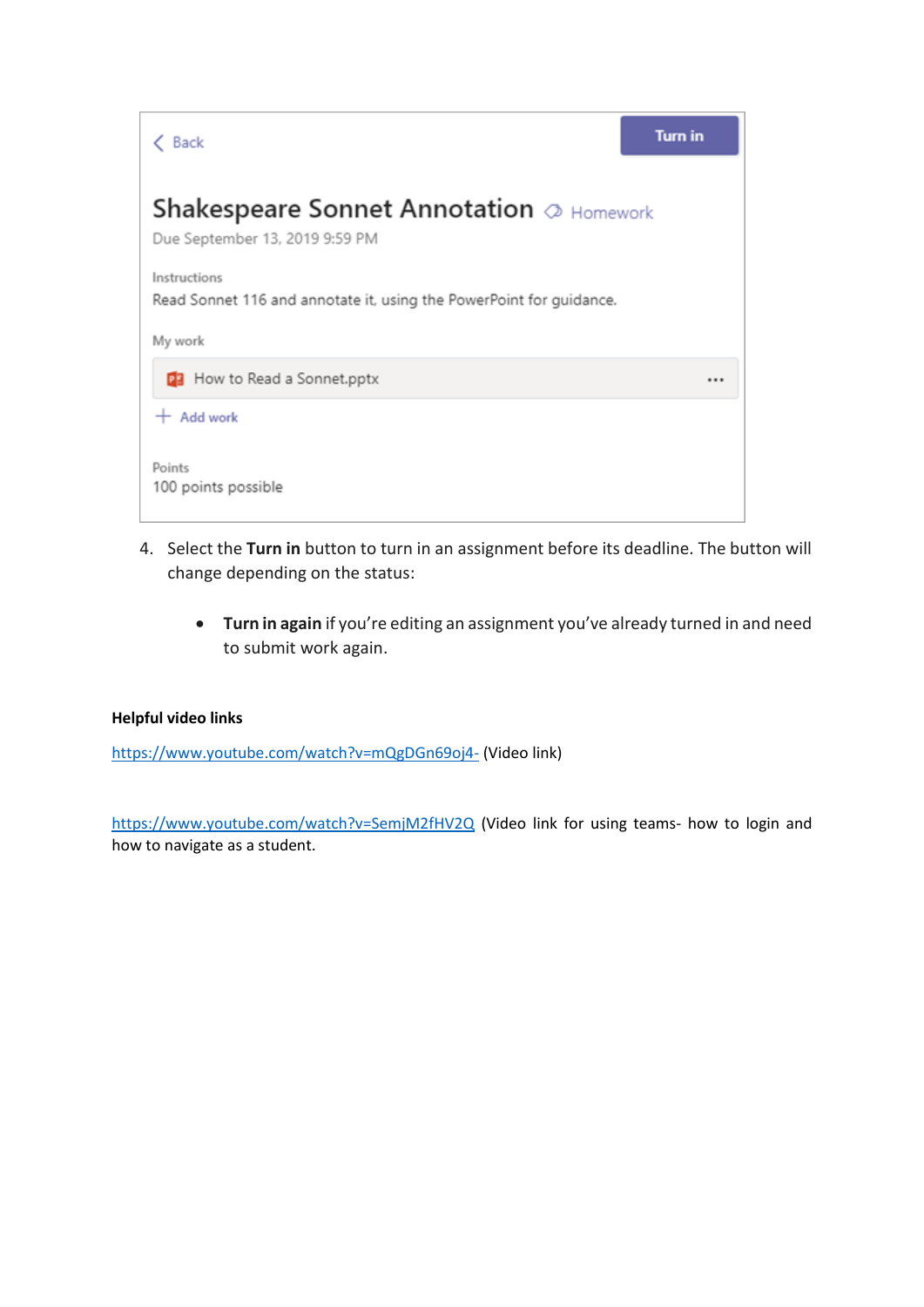Back | **Turn in**

**Shakespeare Sonnet Annotation** Homework

Due September 13, 2019 9:59 PM

Instructions

Read Sonnet 116 and annotate it, using the PowerPoint for guidance.

My work

How to Read a Sonnet.pptx ...

+ Add work

Points

100 points possible

4. Select the **Turn in** button to turn in an assignment before its deadline. The button will change depending on the status:

    - **Turn in again** if you're editing an assignment you've already turned in and need to submit work again.

**Helpful video links**

https://www.youtube.com/watch?v=mQgDGn69oj4- (Video link)

https://www.youtube.com/watch?v=SemjM2fHV2Q (Video link for using teams- how to login and how to navigate as a student.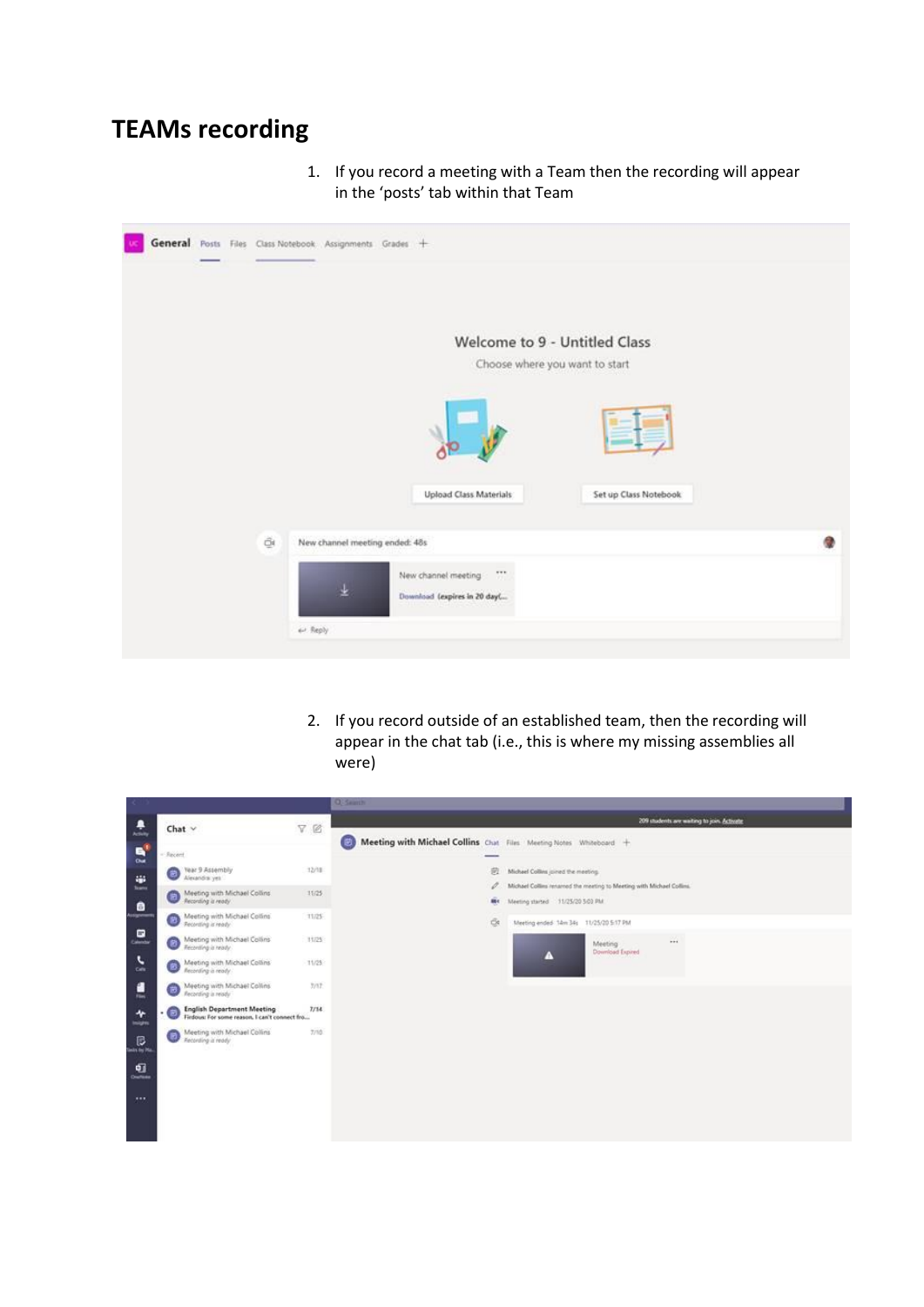# TEAMs recording

1. If you record a meeting with a Team then the recording will appear in the 'posts' tab within that Team

2. If you record outside of an established team, then the recording will appear in the chat tab (i.e., this is where my missing assemblies all were)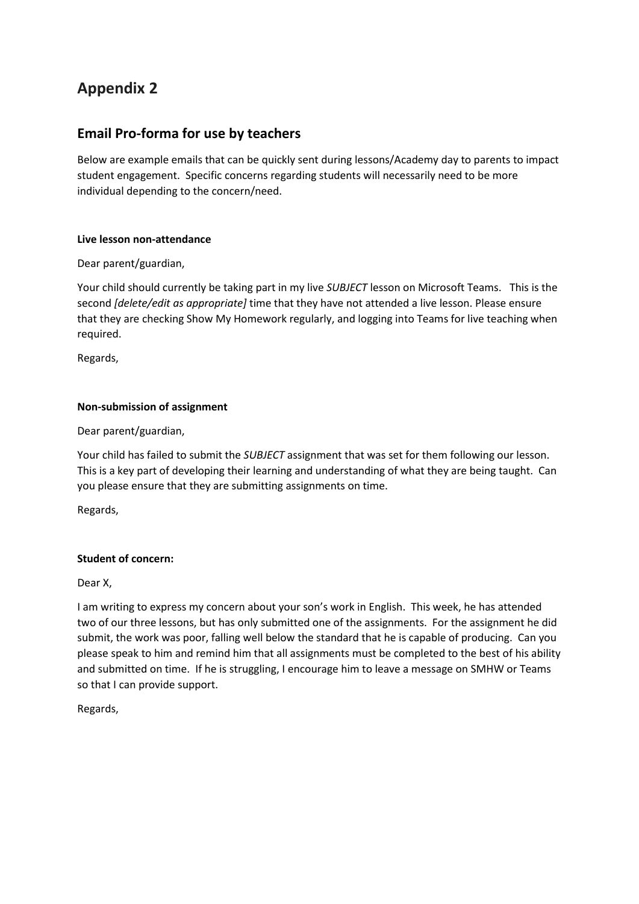# Appendix 2

## Email Pro-forma for use by teachers

Below are example emails that can be quickly sent during lessons/Academy day to parents to impact student engagement. Specific concerns regarding students will necessarily need to be more individual depending to the concern/need.

**Live lesson non-attendance**

Dear parent/guardian,

Your child should currently be taking part in my live *SUBJECT* lesson on Microsoft Teams. This is the second *[delete/edit as appropriate]* time that they have not attended a live lesson. Please ensure that they are checking Show My Homework regularly, and logging into Teams for live teaching when required.

Regards,

**Non-submission of assignment**

Dear parent/guardian,

Your child has failed to submit the *SUBJECT* assignment that was set for them following our lesson. This is a key part of developing their learning and understanding of what they are being taught. Can you please ensure that they are submitting assignments on time.

Regards,

**Student of concern:**

Dear X,

I am writing to express my concern about your son's work in English. This week, he has attended two of our three lessons, but has only submitted one of the assignments. For the assignment he did submit, the work was poor, falling well below the standard that he is capable of producing. Can you please speak to him and remind him that all assignments must be completed to the best of his ability and submitted on time. If he is struggling, I encourage him to leave a message on SMHW or Teams so that I can provide support.

Regards,